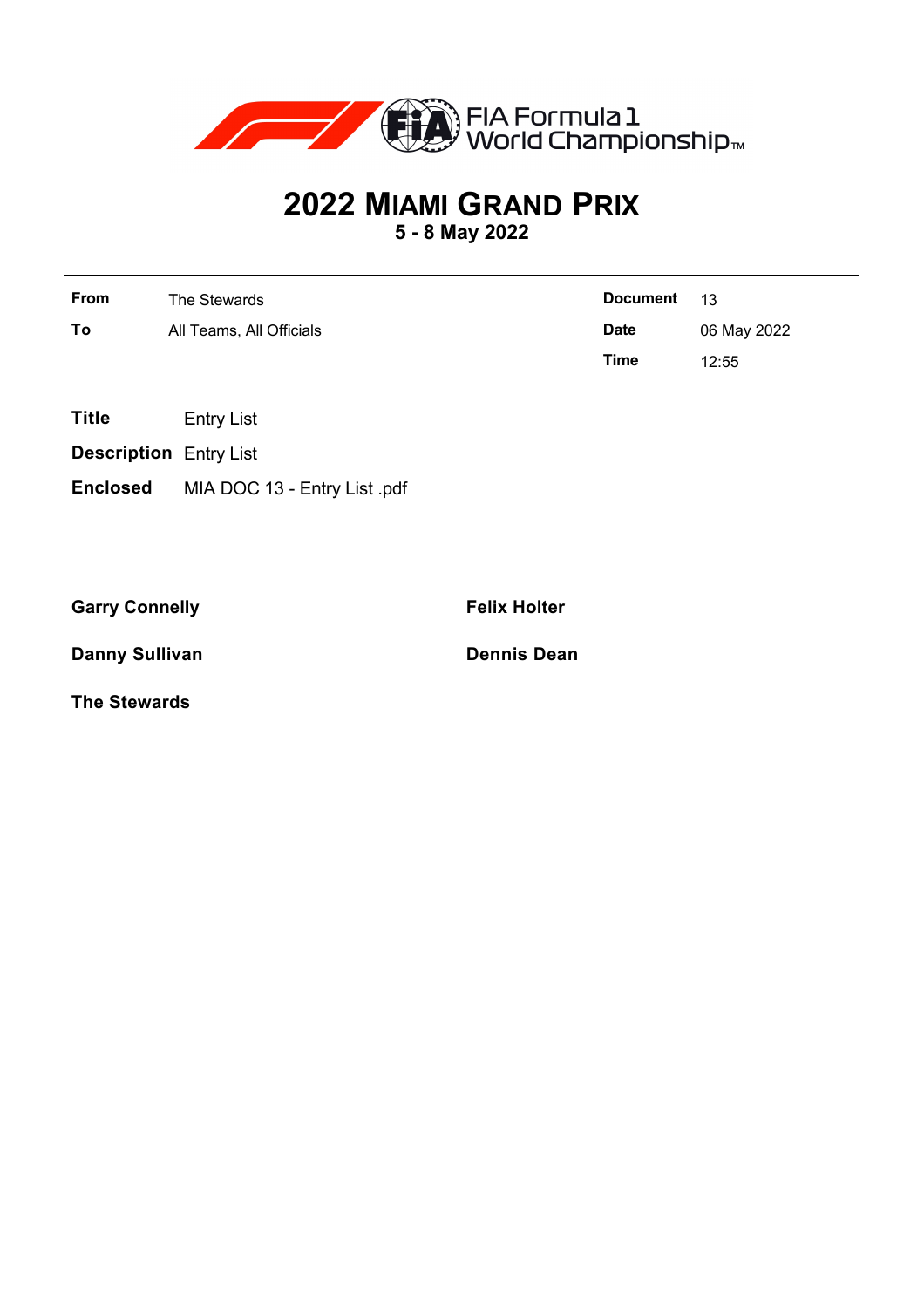FIA Formula 1 World Championship™

# 2022 MIAMI GRAND PRIX

**5 - 8 May 2022**

| | | | |
|---|---|---|---|
| **From** | The Stewards | **Document** | 13 |
| **To** | All Teams, All Officials | **Date** | 06 May 2022 |
| | | **Time** | 12:55 |

**Title** Entry List

**Description** Entry List

**Enclosed** MIA DOC 13 - Entry List .pdf

**Garry Connelly**

**Felix Holter**

**Danny Sullivan**

**Dennis Dean**

**The Stewards**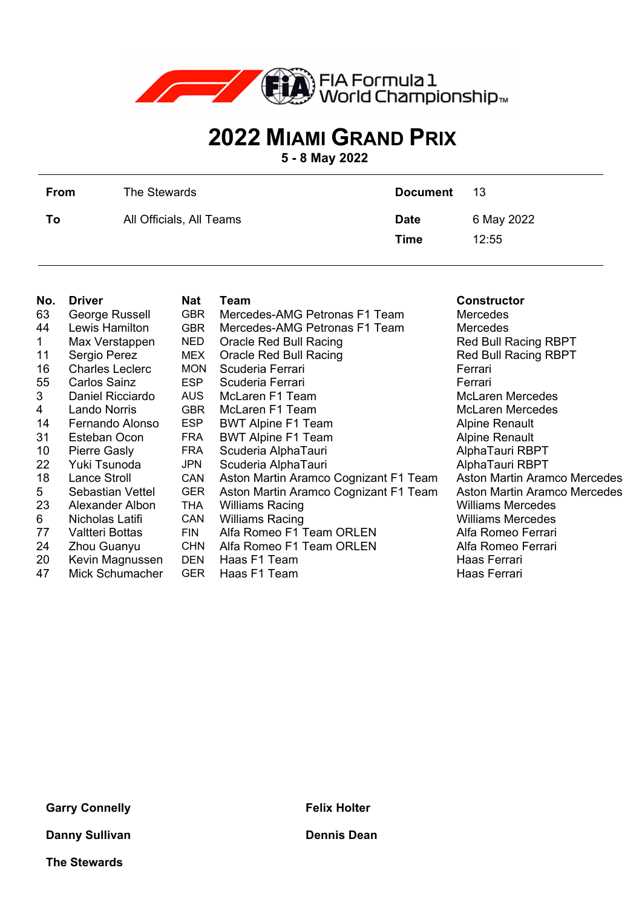FIA Formula 1 World Championship™

# 2022 Miami Grand Prix

**5 - 8 May 2022**

| | | | |
|---|---|---|---|
| **From** | The Stewards | **Document** | 13 |
| **To** | All Officials, All Teams | **Date** | 6 May 2022 |
| | | **Time** | 12:55 |

| No. | Driver | Nat | Team | Constructor |
|---|---|---|---|---|
| 63 | George Russell | GBR | Mercedes-AMG Petronas F1 Team | Mercedes |
| 44 | Lewis Hamilton | GBR | Mercedes-AMG Petronas F1 Team | Mercedes |
| 1 | Max Verstappen | NED | Oracle Red Bull Racing | Red Bull Racing RBPT |
| 11 | Sergio Perez | MEX | Oracle Red Bull Racing | Red Bull Racing RBPT |
| 16 | Charles Leclerc | MON | Scuderia Ferrari | Ferrari |
| 55 | Carlos Sainz | ESP | Scuderia Ferrari | Ferrari |
| 3 | Daniel Ricciardo | AUS | McLaren F1 Team | McLaren Mercedes |
| 4 | Lando Norris | GBR | McLaren F1 Team | McLaren Mercedes |
| 14 | Fernando Alonso | ESP | BWT Alpine F1 Team | Alpine Renault |
| 31 | Esteban Ocon | FRA | BWT Alpine F1 Team | Alpine Renault |
| 10 | Pierre Gasly | FRA | Scuderia AlphaTauri | AlphaTauri RBPT |
| 22 | Yuki Tsunoda | JPN | Scuderia AlphaTauri | AlphaTauri RBPT |
| 18 | Lance Stroll | CAN | Aston Martin Aramco Cognizant F1 Team | Aston Martin Aramco Mercedes |
| 5 | Sebastian Vettel | GER | Aston Martin Aramco Cognizant F1 Team | Aston Martin Aramco Mercedes |
| 23 | Alexander Albon | THA | Williams Racing | Williams Mercedes |
| 6 | Nicholas Latifi | CAN | Williams Racing | Williams Mercedes |
| 77 | Valtteri Bottas | FIN | Alfa Romeo F1 Team ORLEN | Alfa Romeo Ferrari |
| 24 | Zhou Guanyu | CHN | Alfa Romeo F1 Team ORLEN | Alfa Romeo Ferrari |
| 20 | Kevin Magnussen | DEN | Haas F1 Team | Haas Ferrari |
| 47 | Mick Schumacher | GER | Haas F1 Team | Haas Ferrari |

**Garry Connelly**

**Felix Holter**

**Danny Sullivan**

**Dennis Dean**

**The Stewards**